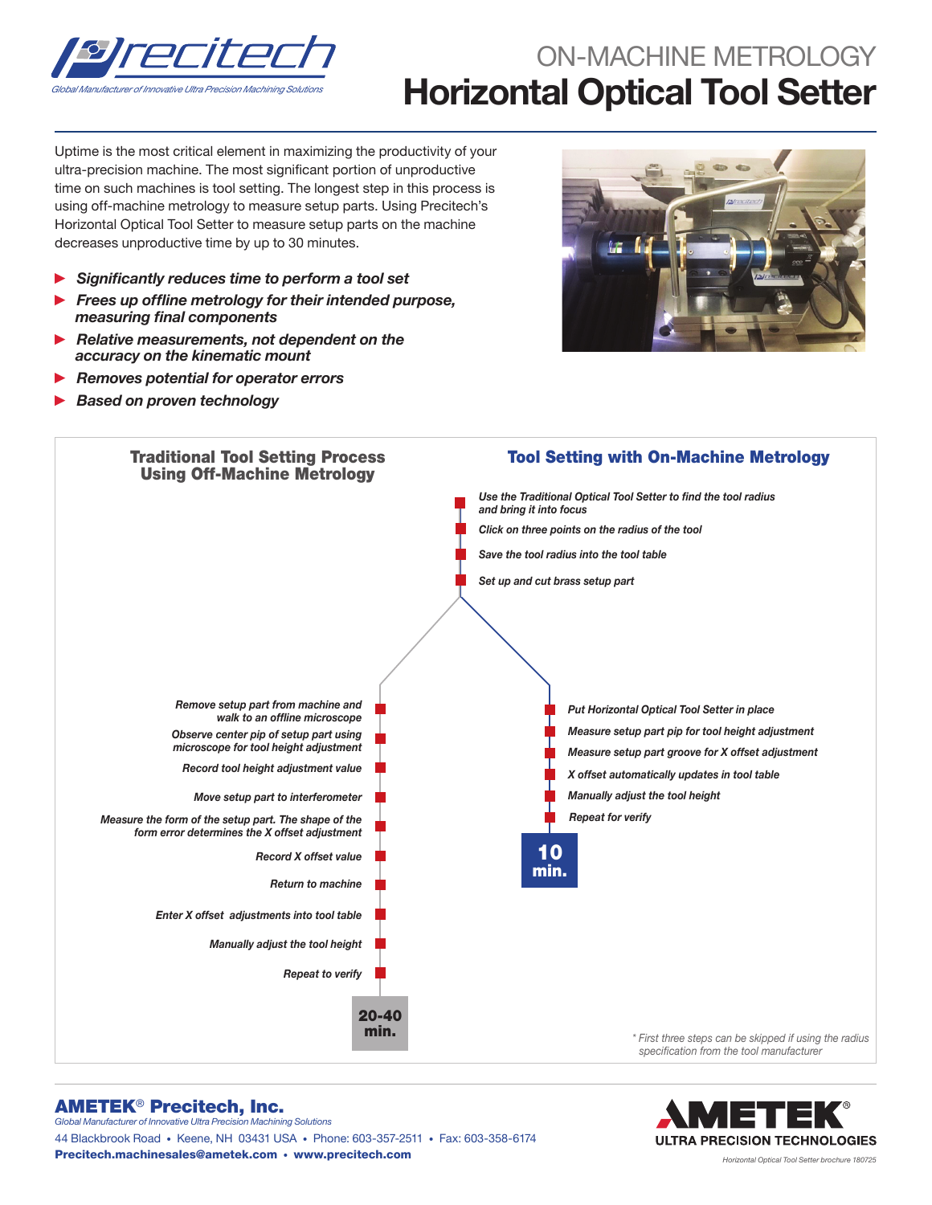# ON-MACHINE METROLOGY

# Horizontal Optical Tool Setter

Uptime is the most critical element in maximizing the productivity of your ultra-precision machine. The most significant portion of unproductive time on such machines is tool setting. The longest step in this process is using off-machine metrology to measure setup parts. Using Precitech's Horizontal Optical Tool Setter to measure setup parts on the machine decreases unproductive time by up to 30 minutes.

- ***Significantly reduces time to perform a tool set***
- ***Frees up offline metrology for their intended purpose, measuring final components***
- ***Relative measurements, not dependent on the accuracy on the kinematic mount***
- ***Removes potential for operator errors***
- ***Based on proven technology***

Common steps:

- *Use the Traditional Optical Tool Setter to find the tool radius and bring it into focus*
- *Click on three points on the radius of the tool*
- *Save the tool radius into the tool table*
- *Set up and cut brass setup part*

## Traditional Tool Setting Process Using Off-Machine Metrology

- *Remove setup part from machine and walk to an offline microscope*
- *Observe center pip of setup part using microscope for tool height adjustment*
- *Record tool height adjustment value*
- *Move setup part to interferometer*
- *Measure the form of the setup part. The shape of the form error determines the X offset adjustment*
- *Record X offset value*
- *Return to machine*
- *Enter X offset adjustments into tool table*
- *Manually adjust the tool height*
- *Repeat to verify*

**20-40 min.**

## Tool Setting with On-Machine Metrology

- *Put Horizontal Optical Tool Setter in place*
- *Measure setup part pip for tool height adjustment*
- *Measure setup part groove for X offset adjustment*
- *X offset automatically updates in tool table*
- *Manually adjust the tool height*
- *Repeat for verify*

**10 min.**

*\* First three steps can be skipped if using the radius specification from the tool manufacturer*

**AMETEK® Precitech, Inc.**
*Global Manufacturer of Innovative Ultra Precision Machining Solutions*
44 Blackbrook Road • Keene, NH 03431 USA • Phone: 603-357-2511 • Fax: 603-358-6174
**Precitech.machinesales@ametek.com • www.precitech.com**

AMETEK® ULTRA PRECISION TECHNOLOGIES

*Horizontal Optical Tool Setter brochure 180725*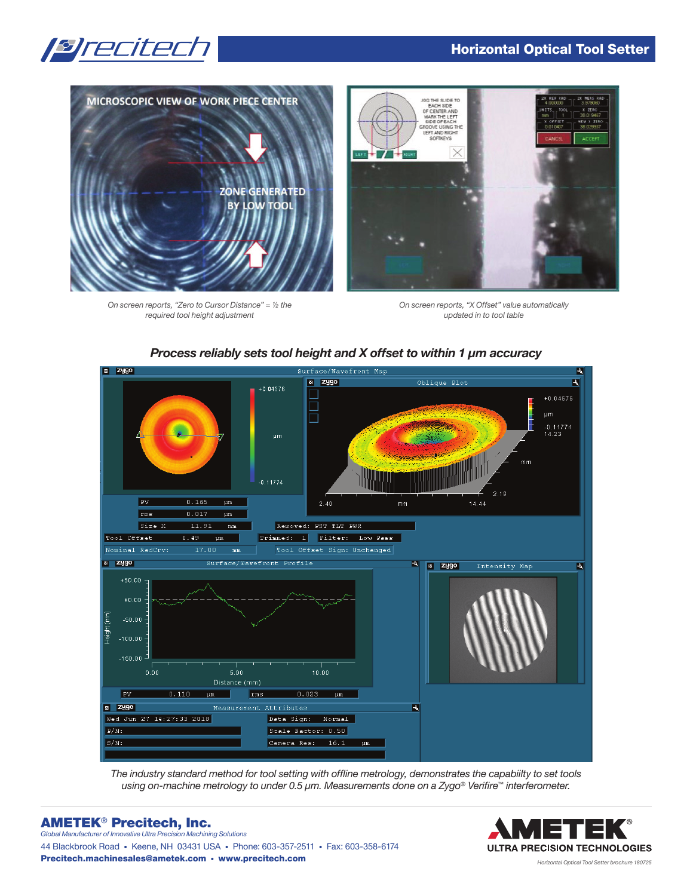On screen reports, "Zero to Cursor Distance" = ½ the required tool height adjustment

On screen reports, "X Offset" value automatically updated in to tool table

***Process reliably sets tool height and X offset to within 1 μm accuracy***

*The industry standard method for tool setting with offline metrology, demonstrates the capabiilty to set tools using on-machine metrology to under 0.5 μm. Measurements done on a Zygo® Verifire™ interferometer.*

**AMETEK® Precitech, Inc.**
*Global Manufacturer of Innovative Ultra Precision Machining Solutions*
44 Blackbrook Road • Keene, NH 03431 USA • Phone: 603-357-2511 • Fax: 603-358-6174
**Precitech.machinesales@ametek.com • www.precitech.com**

*Horizontal Optical Tool Setter brochure 180725*